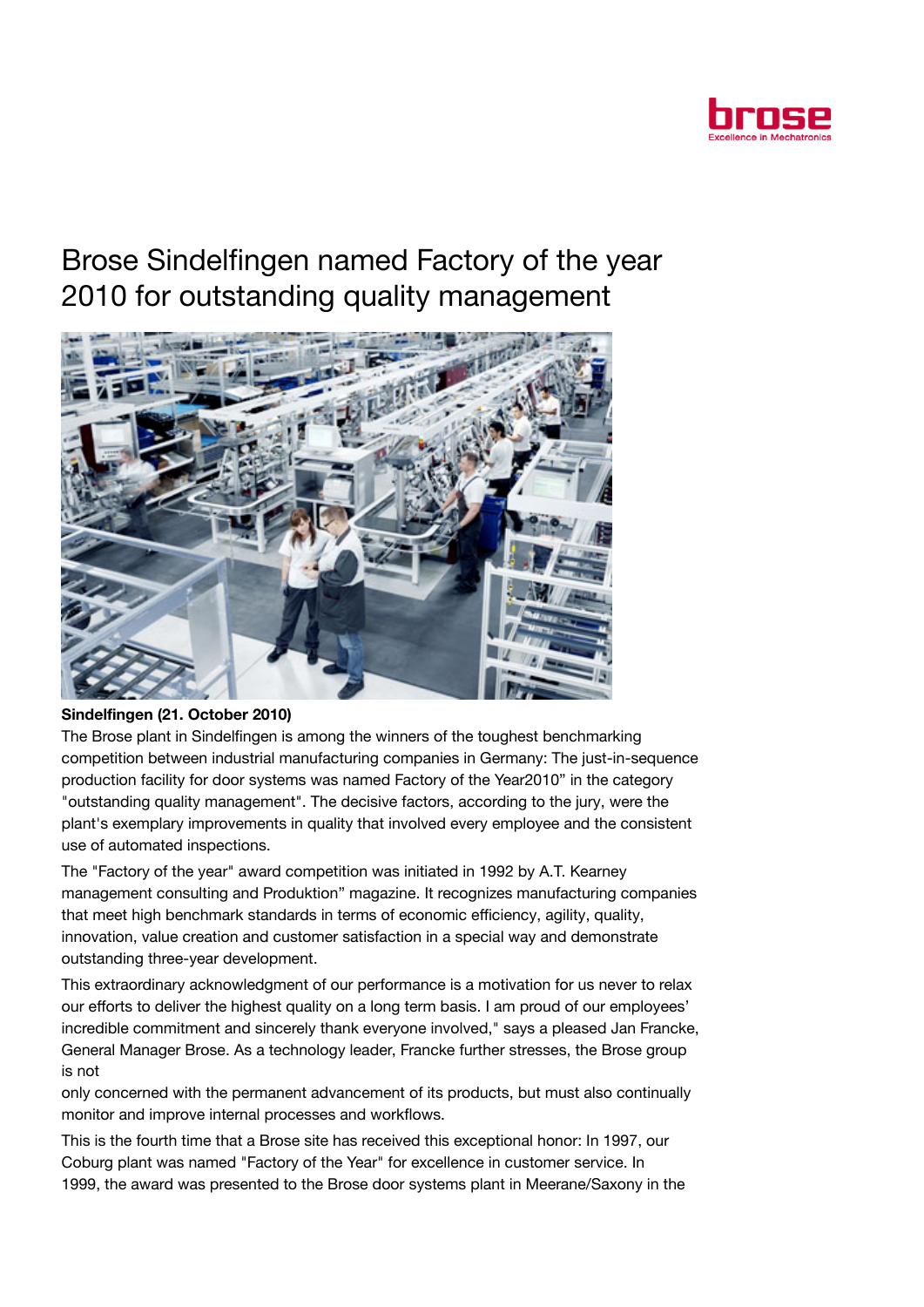# Brose Sindelfingen named Factory of the year 2010 for outstanding quality management

**Sindelfingen (21. October 2010)**

The Brose plant in Sindelfingen is among the winners of the toughest benchmarking competition between industrial manufacturing companies in Germany: The just-in-sequence production facility for door systems was named Factory of the Year2010" in the category "outstanding quality management". The decisive factors, according to the jury, were the plant's exemplary improvements in quality that involved every employee and the consistent use of automated inspections.

The "Factory of the year" award competition was initiated in 1992 by A.T. Kearney management consulting and Produktion" magazine. It recognizes manufacturing companies that meet high benchmark standards in terms of economic efficiency, agility, quality, innovation, value creation and customer satisfaction in a special way and demonstrate outstanding three-year development.

This extraordinary acknowledgment of our performance is a motivation for us never to relax our efforts to deliver the highest quality on a long term basis. I am proud of our employees' incredible commitment and sincerely thank everyone involved," says a pleased Jan Francke, General Manager Brose. As a technology leader, Francke further stresses, the Brose group is not only concerned with the permanent advancement of its products, but must also continually monitor and improve internal processes and workflows.

This is the fourth time that a Brose site has received this exceptional honor: In 1997, our Coburg plant was named "Factory of the Year" for excellence in customer service. In 1999, the award was presented to the Brose door systems plant in Meerane/Saxony in the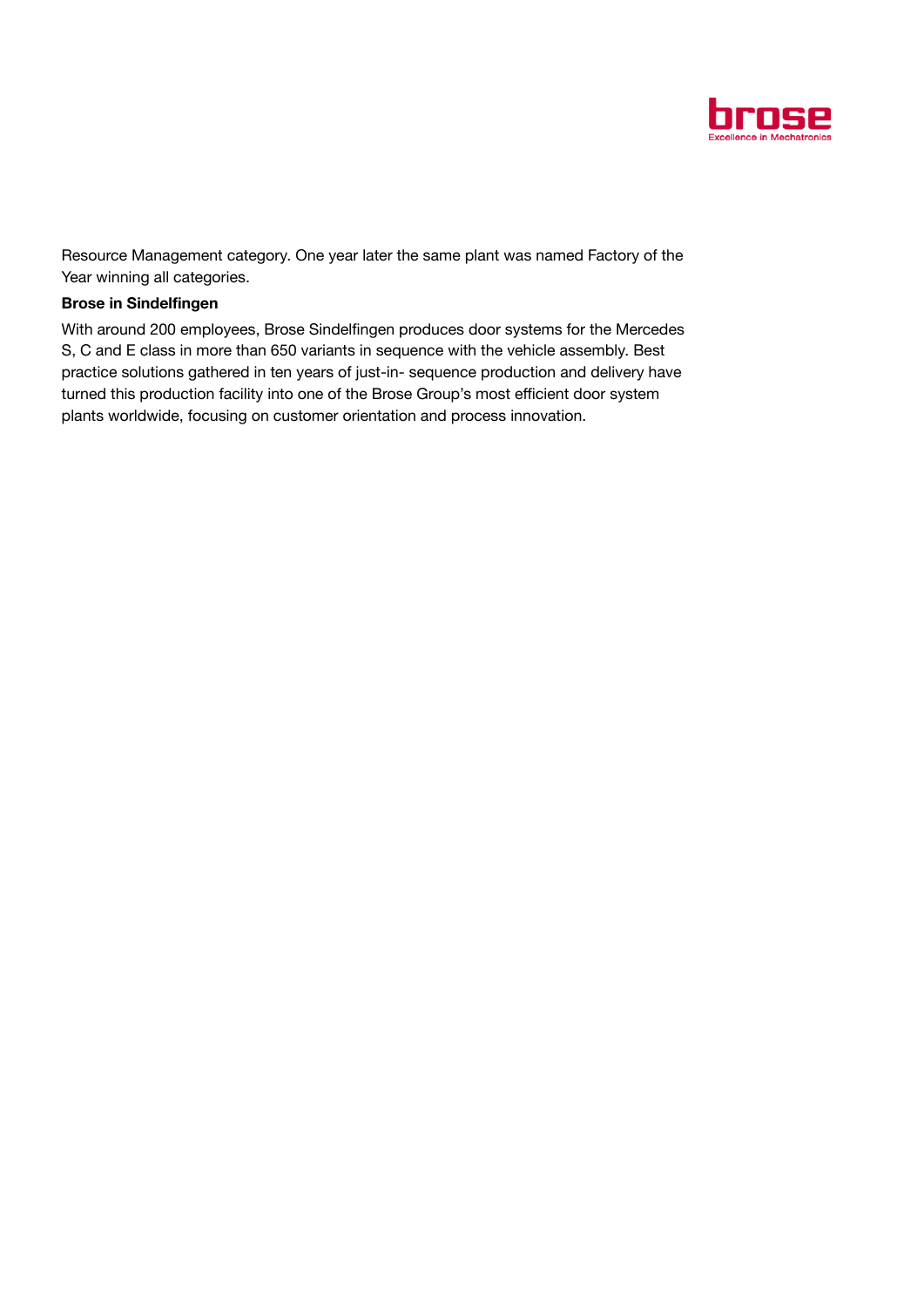Resource Management category. One year later the same plant was named Factory of the Year winning all categories.

**Brose in Sindelfingen**

With around 200 employees, Brose Sindelfingen produces door systems for the Mercedes S, C and E class in more than 650 variants in sequence with the vehicle assembly. Best practice solutions gathered in ten years of just-in- sequence production and delivery have turned this production facility into one of the Brose Group's most efficient door system plants worldwide, focusing on customer orientation and process innovation.